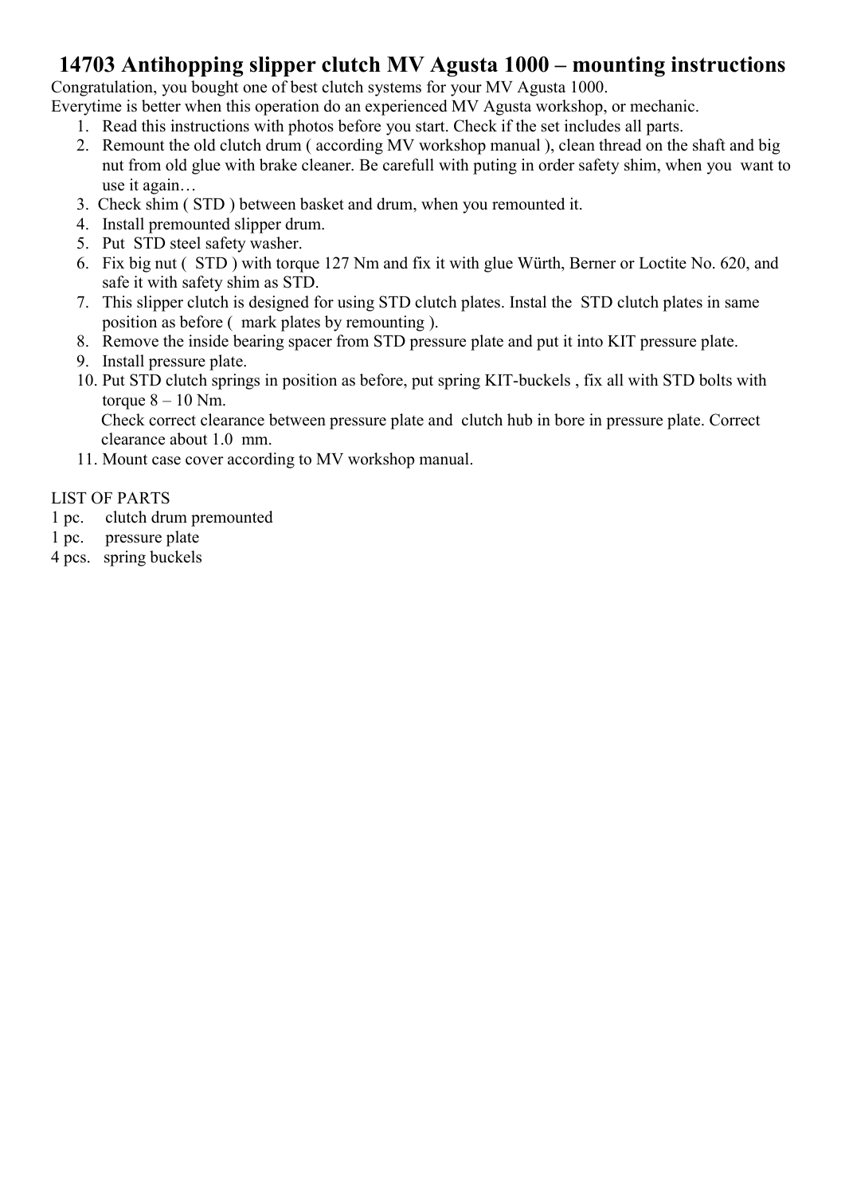# 14703 Antihopping slipper clutch MV Agusta 1000 – mounting instructions

Congratulation, you bought one of best clutch systems for your MV Agusta 1000.
Everytime is better when this operation do an experienced MV Agusta workshop, or mechanic.

1. Read this instructions with photos before you start. Check if the set includes all parts.
2. Remount the old clutch drum ( according MV workshop manual ), clean thread on the shaft and big nut from old glue with brake cleaner. Be carefull with puting in order safety shim, when you want to use it again…
3. Check shim ( STD ) between basket and drum, when you remounted it.
4. Install premounted slipper drum.
5. Put STD steel safety washer.
6. Fix big nut ( STD ) with torque 127 Nm and fix it with glue Würth, Berner or Loctite No. 620, and safe it with safety shim as STD.
7. This slipper clutch is designed for using STD clutch plates. Instal the STD clutch plates in same position as before ( mark plates by remounting ).
8. Remove the inside bearing spacer from STD pressure plate and put it into KIT pressure plate.
9. Install pressure plate.
10. Put STD clutch springs in position as before, put spring KIT-buckels , fix all with STD bolts with torque 8 – 10 Nm.
    Check correct clearance between pressure plate and clutch hub in bore in pressure plate. Correct clearance about 1.0 mm.
11. Mount case cover according to MV workshop manual.

LIST OF PARTS

1 pc. clutch drum premounted
1 pc. pressure plate
4 pcs. spring buckels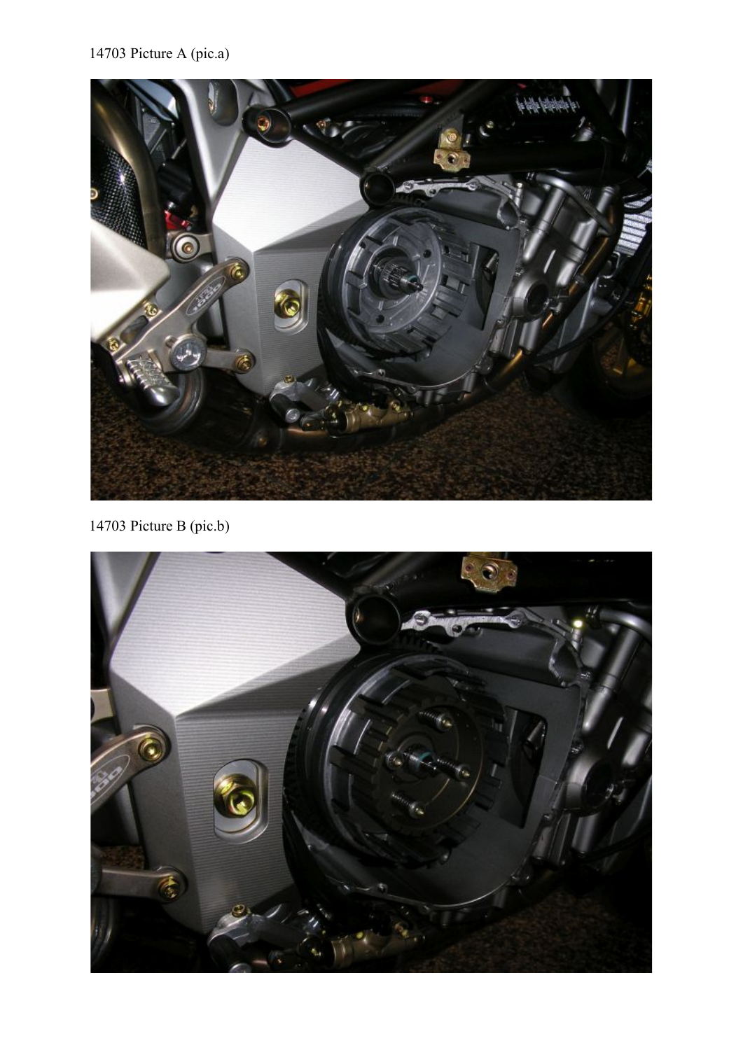14703 Picture A (pic.a)

14703 Picture B (pic.b)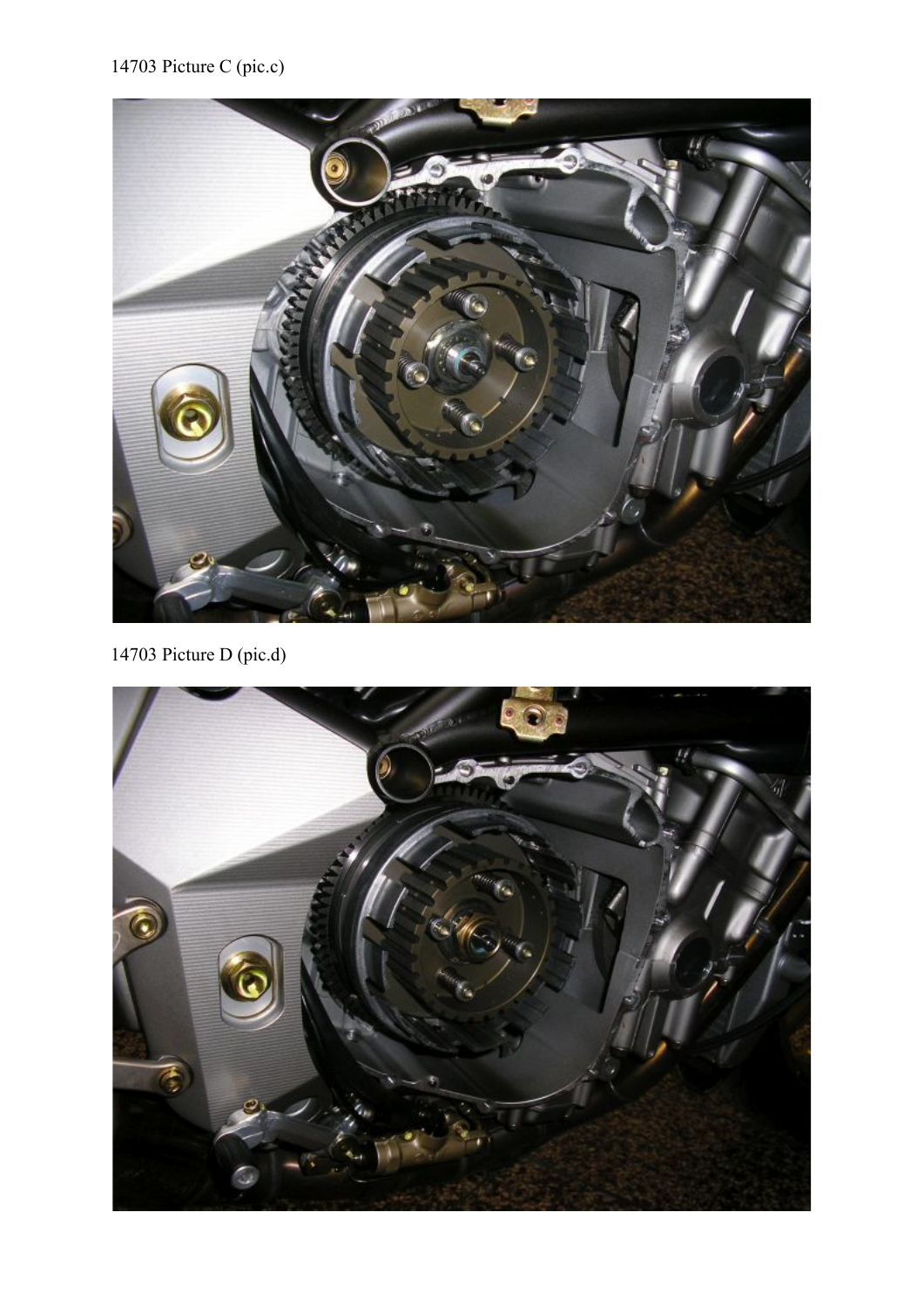14703 Picture C (pic.c)

14703 Picture D (pic.d)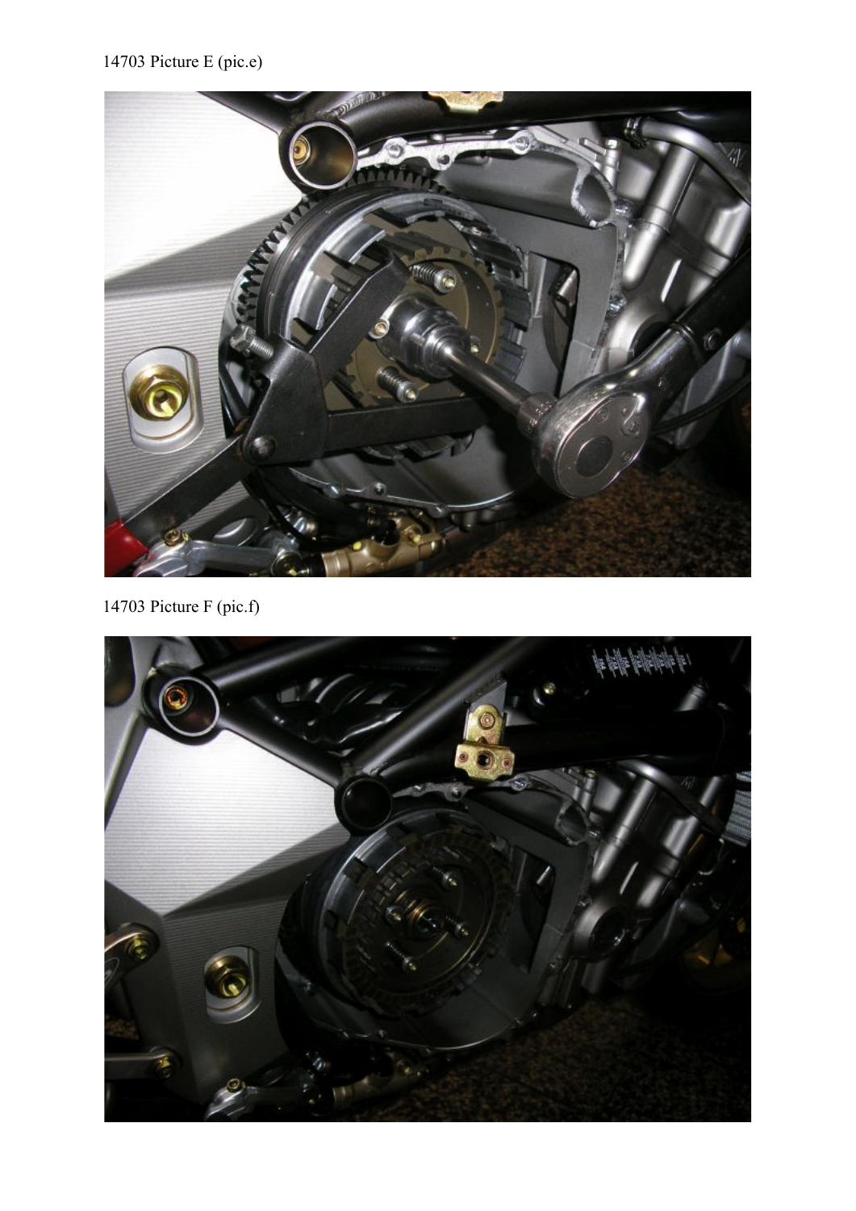14703 Picture E (pic.e)

14703 Picture F (pic.f)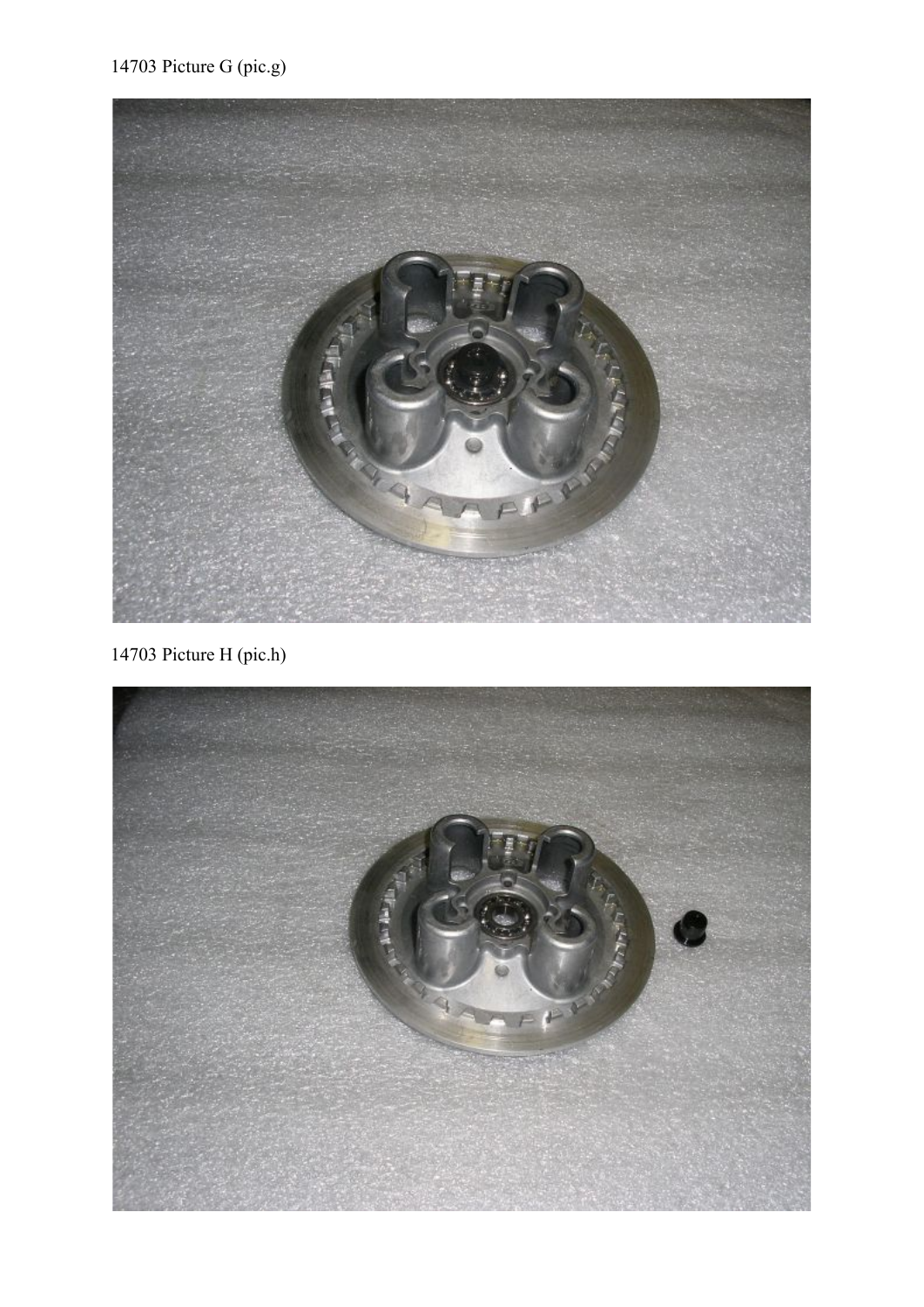14703 Picture G (pic.g)

14703 Picture H (pic.h)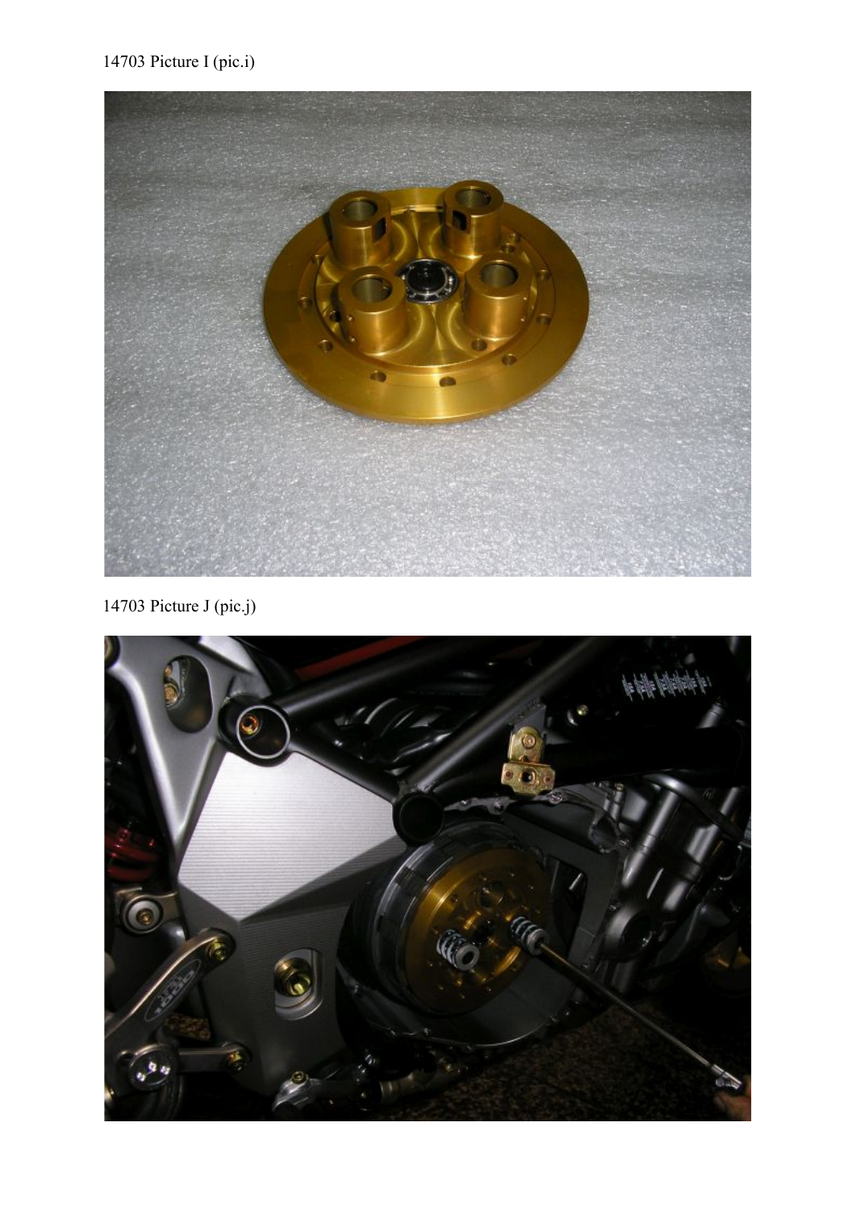14703 Picture I (pic.i)

14703 Picture J (pic.j)